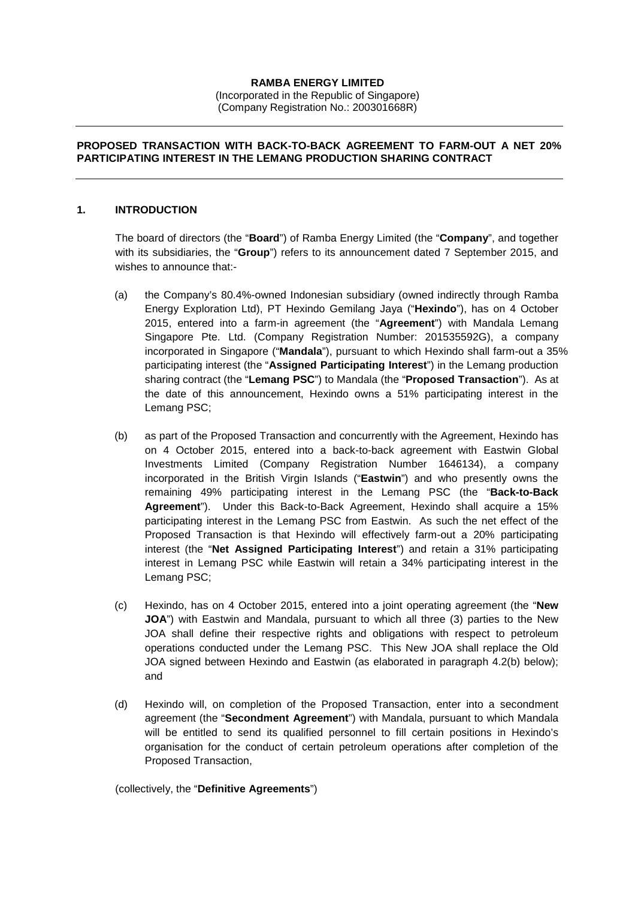**RAMBA ENERGY LIMITED**
(Incorporated in the Republic of Singapore)
(Company Registration No.: 200301668R)

---

**PROPOSED TRANSACTION WITH BACK-TO-BACK AGREEMENT TO FARM-OUT A NET 20% PARTICIPATING INTEREST IN THE LEMANG PRODUCTION SHARING CONTRACT**

---

## 1. INTRODUCTION

The board of directors (the "**Board**") of Ramba Energy Limited (the "**Company**", and together with its subsidiaries, the "**Group**") refers to its announcement dated 7 September 2015, and wishes to announce that:-

(a) the Company's 80.4%-owned Indonesian subsidiary (owned indirectly through Ramba Energy Exploration Ltd), PT Hexindo Gemilang Jaya ("**Hexindo**"), has on 4 October 2015, entered into a farm-in agreement (the "**Agreement**") with Mandala Lemang Singapore Pte. Ltd. (Company Registration Number: 201535592G), a company incorporated in Singapore ("**Mandala**"), pursuant to which Hexindo shall farm-out a 35% participating interest (the "**Assigned Participating Interest**") in the Lemang production sharing contract (the "**Lemang PSC**") to Mandala (the "**Proposed Transaction**"). As at the date of this announcement, Hexindo owns a 51% participating interest in the Lemang PSC;

(b) as part of the Proposed Transaction and concurrently with the Agreement, Hexindo has on 4 October 2015, entered into a back-to-back agreement with Eastwin Global Investments Limited (Company Registration Number 1646134), a company incorporated in the British Virgin Islands ("**Eastwin**") and who presently owns the remaining 49% participating interest in the Lemang PSC (the "**Back-to-Back Agreement**"). Under this Back-to-Back Agreement, Hexindo shall acquire a 15% participating interest in the Lemang PSC from Eastwin. As such the net effect of the Proposed Transaction is that Hexindo will effectively farm-out a 20% participating interest (the "**Net Assigned Participating Interest**") and retain a 31% participating interest in Lemang PSC while Eastwin will retain a 34% participating interest in the Lemang PSC;

(c) Hexindo, has on 4 October 2015, entered into a joint operating agreement (the "**New JOA**") with Eastwin and Mandala, pursuant to which all three (3) parties to the New JOA shall define their respective rights and obligations with respect to petroleum operations conducted under the Lemang PSC. This New JOA shall replace the Old JOA signed between Hexindo and Eastwin (as elaborated in paragraph 4.2(b) below); and

(d) Hexindo will, on completion of the Proposed Transaction, enter into a secondment agreement (the "**Secondment Agreement**") with Mandala, pursuant to which Mandala will be entitled to send its qualified personnel to fill certain positions in Hexindo's organisation for the conduct of certain petroleum operations after completion of the Proposed Transaction,

(collectively, the "**Definitive Agreements**")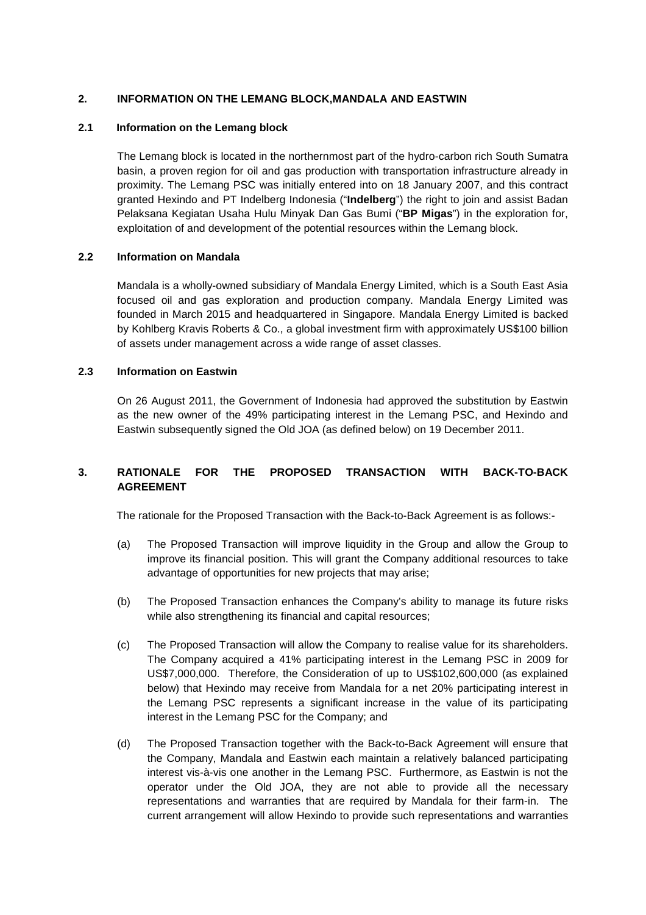## 2. INFORMATION ON THE LEMANG BLOCK,MANDALA AND EASTWIN

### 2.1 Information on the Lemang block

The Lemang block is located in the northernmost part of the hydro-carbon rich South Sumatra basin, a proven region for oil and gas production with transportation infrastructure already in proximity. The Lemang PSC was initially entered into on 18 January 2007, and this contract granted Hexindo and PT Indelberg Indonesia ("**Indelberg**") the right to join and assist Badan Pelaksana Kegiatan Usaha Hulu Minyak Dan Gas Bumi ("**BP Migas**") in the exploration for, exploitation of and development of the potential resources within the Lemang block.

### 2.2 Information on Mandala

Mandala is a wholly-owned subsidiary of Mandala Energy Limited, which is a South East Asia focused oil and gas exploration and production company. Mandala Energy Limited was founded in March 2015 and headquartered in Singapore. Mandala Energy Limited is backed by Kohlberg Kravis Roberts & Co., a global investment firm with approximately US$100 billion of assets under management across a wide range of asset classes.

### 2.3 Information on Eastwin

On 26 August 2011, the Government of Indonesia had approved the substitution by Eastwin as the new owner of the 49% participating interest in the Lemang PSC, and Hexindo and Eastwin subsequently signed the Old JOA (as defined below) on 19 December 2011.

## 3. RATIONALE FOR THE PROPOSED TRANSACTION WITH BACK-TO-BACK AGREEMENT

The rationale for the Proposed Transaction with the Back-to-Back Agreement is as follows:-

(a) The Proposed Transaction will improve liquidity in the Group and allow the Group to improve its financial position. This will grant the Company additional resources to take advantage of opportunities for new projects that may arise;

(b) The Proposed Transaction enhances the Company's ability to manage its future risks while also strengthening its financial and capital resources;

(c) The Proposed Transaction will allow the Company to realise value for its shareholders. The Company acquired a 41% participating interest in the Lemang PSC in 2009 for US$7,000,000. Therefore, the Consideration of up to US$102,600,000 (as explained below) that Hexindo may receive from Mandala for a net 20% participating interest in the Lemang PSC represents a significant increase in the value of its participating interest in the Lemang PSC for the Company; and

(d) The Proposed Transaction together with the Back-to-Back Agreement will ensure that the Company, Mandala and Eastwin each maintain a relatively balanced participating interest vis-à-vis one another in the Lemang PSC. Furthermore, as Eastwin is not the operator under the Old JOA, they are not able to provide all the necessary representations and warranties that are required by Mandala for their farm-in. The current arrangement will allow Hexindo to provide such representations and warranties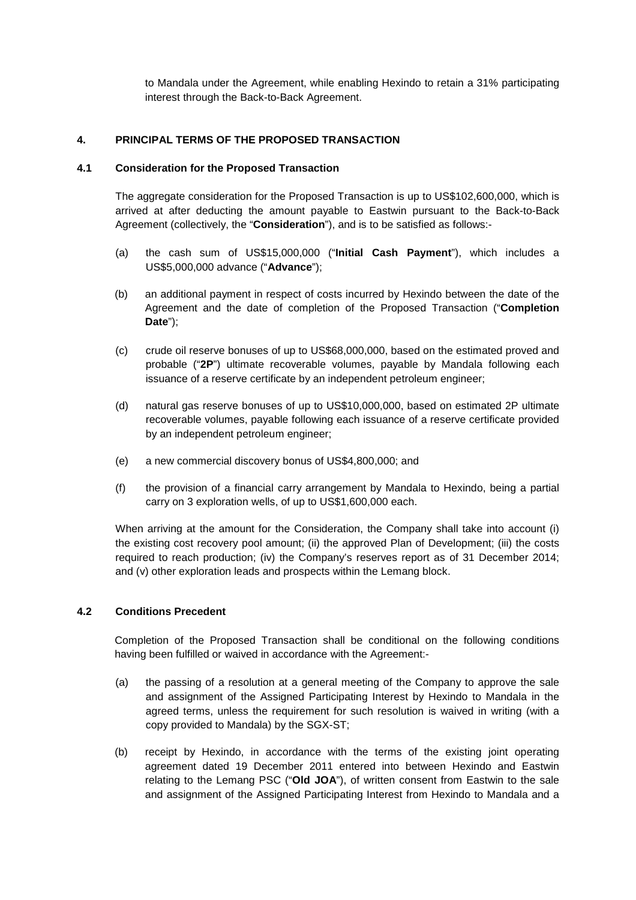to Mandala under the Agreement, while enabling Hexindo to retain a 31% participating interest through the Back-to-Back Agreement.

## 4. PRINCIPAL TERMS OF THE PROPOSED TRANSACTION

### 4.1 Consideration for the Proposed Transaction

The aggregate consideration for the Proposed Transaction is up to US$102,600,000, which is arrived at after deducting the amount payable to Eastwin pursuant to the Back-to-Back Agreement (collectively, the "**Consideration**"), and is to be satisfied as follows:-

(a) the cash sum of US$15,000,000 ("**Initial Cash Payment**"), which includes a US$5,000,000 advance ("**Advance**");

(b) an additional payment in respect of costs incurred by Hexindo between the date of the Agreement and the date of completion of the Proposed Transaction ("**Completion Date**");

(c) crude oil reserve bonuses of up to US$68,000,000, based on the estimated proved and probable ("**2P**") ultimate recoverable volumes, payable by Mandala following each issuance of a reserve certificate by an independent petroleum engineer;

(d) natural gas reserve bonuses of up to US$10,000,000, based on estimated 2P ultimate recoverable volumes, payable following each issuance of a reserve certificate provided by an independent petroleum engineer;

(e) a new commercial discovery bonus of US$4,800,000; and

(f) the provision of a financial carry arrangement by Mandala to Hexindo, being a partial carry on 3 exploration wells, of up to US$1,600,000 each.

When arriving at the amount for the Consideration, the Company shall take into account (i) the existing cost recovery pool amount; (ii) the approved Plan of Development; (iii) the costs required to reach production; (iv) the Company's reserves report as of 31 December 2014; and (v) other exploration leads and prospects within the Lemang block.

### 4.2 Conditions Precedent

Completion of the Proposed Transaction shall be conditional on the following conditions having been fulfilled or waived in accordance with the Agreement:-

(a) the passing of a resolution at a general meeting of the Company to approve the sale and assignment of the Assigned Participating Interest by Hexindo to Mandala in the agreed terms, unless the requirement for such resolution is waived in writing (with a copy provided to Mandala) by the SGX-ST;

(b) receipt by Hexindo, in accordance with the terms of the existing joint operating agreement dated 19 December 2011 entered into between Hexindo and Eastwin relating to the Lemang PSC ("**Old JOA**"), of written consent from Eastwin to the sale and assignment of the Assigned Participating Interest from Hexindo to Mandala and a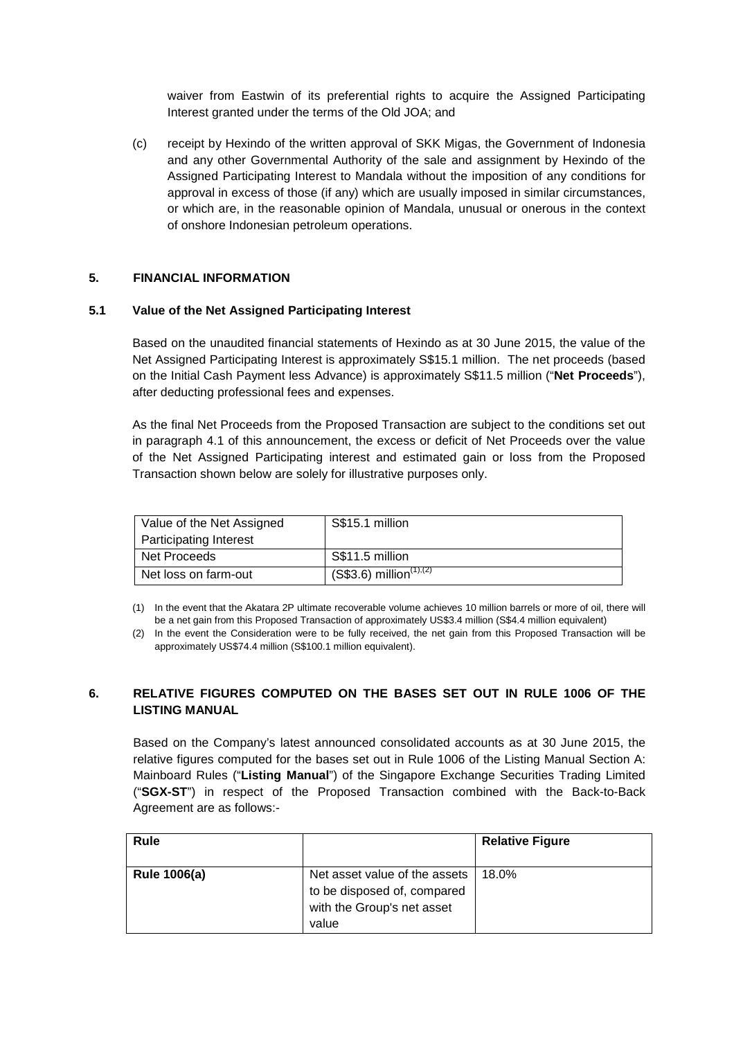waiver from Eastwin of its preferential rights to acquire the Assigned Participating Interest granted under the terms of the Old JOA; and

(c) receipt by Hexindo of the written approval of SKK Migas, the Government of Indonesia and any other Governmental Authority of the sale and assignment by Hexindo of the Assigned Participating Interest to Mandala without the imposition of any conditions for approval in excess of those (if any) which are usually imposed in similar circumstances, or which are, in the reasonable opinion of Mandala, unusual or onerous in the context of onshore Indonesian petroleum operations.

## 5. FINANCIAL INFORMATION

### 5.1 Value of the Net Assigned Participating Interest

Based on the unaudited financial statements of Hexindo as at 30 June 2015, the value of the Net Assigned Participating Interest is approximately S$15.1 million. The net proceeds (based on the Initial Cash Payment less Advance) is approximately S$11.5 million ("**Net Proceeds**"), after deducting professional fees and expenses.

As the final Net Proceeds from the Proposed Transaction are subject to the conditions set out in paragraph 4.1 of this announcement, the excess or deficit of Net Proceeds over the value of the Net Assigned Participating interest and estimated gain or loss from the Proposed Transaction shown below are solely for illustrative purposes only.

| Value of the Net Assigned Participating Interest | S$15.1 million |
|---|---|
| Net Proceeds | S$11.5 million |
| Net loss on farm-out | (S$3.6) million[(1),(2)] |

(1) In the event that the Akatara 2P ultimate recoverable volume achieves 10 million barrels or more of oil, there will be a net gain from this Proposed Transaction of approximately US$3.4 million (S$4.4 million equivalent)

(2) In the event the Consideration were to be fully received, the net gain from this Proposed Transaction will be approximately US$74.4 million (S$100.1 million equivalent).

## 6. RELATIVE FIGURES COMPUTED ON THE BASES SET OUT IN RULE 1006 OF THE LISTING MANUAL

Based on the Company's latest announced consolidated accounts as at 30 June 2015, the relative figures computed for the bases set out in Rule 1006 of the Listing Manual Section A: Mainboard Rules ("**Listing Manual**") of the Singapore Exchange Securities Trading Limited ("**SGX-ST**") in respect of the Proposed Transaction combined with the Back-to-Back Agreement are as follows:-

| **Rule** | | **Relative Figure** |
|---|---|---|
| **Rule 1006(a)** | Net asset value of the assets to be disposed of, compared with the Group's net asset value | 18.0% |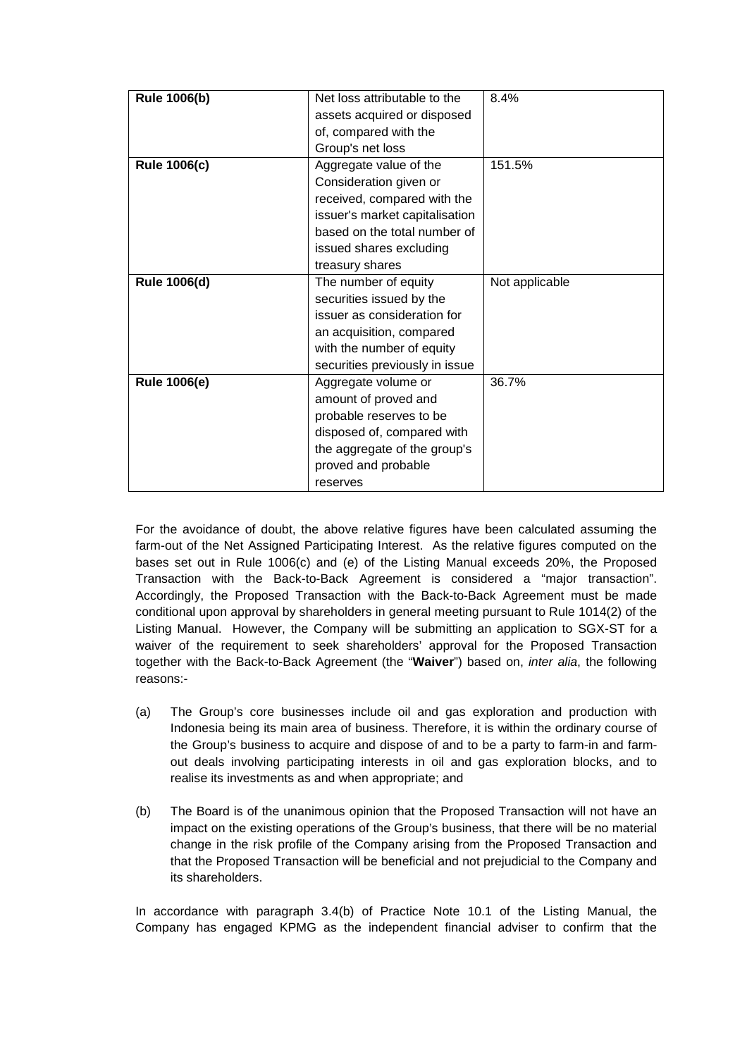| **Rule 1006(b)** | Net loss attributable to the assets acquired or disposed of, compared with the Group's net loss | 8.4% |
|---|---|---|
| **Rule 1006(c)** | Aggregate value of the Consideration given or received, compared with the issuer's market capitalisation based on the total number of issued shares excluding treasury shares | 151.5% |
| **Rule 1006(d)** | The number of equity securities issued by the issuer as consideration for an acquisition, compared with the number of equity securities previously in issue | Not applicable |
| **Rule 1006(e)** | Aggregate volume or amount of proved and probable reserves to be disposed of, compared with the aggregate of the group's proved and probable reserves | 36.7% |

For the avoidance of doubt, the above relative figures have been calculated assuming the farm-out of the Net Assigned Participating Interest. As the relative figures computed on the bases set out in Rule 1006(c) and (e) of the Listing Manual exceeds 20%, the Proposed Transaction with the Back-to-Back Agreement is considered a "major transaction". Accordingly, the Proposed Transaction with the Back-to-Back Agreement must be made conditional upon approval by shareholders in general meeting pursuant to Rule 1014(2) of the Listing Manual. However, the Company will be submitting an application to SGX-ST for a waiver of the requirement to seek shareholders' approval for the Proposed Transaction together with the Back-to-Back Agreement (the "**Waiver**") based on, *inter alia*, the following reasons:-

(a) The Group's core businesses include oil and gas exploration and production with Indonesia being its main area of business. Therefore, it is within the ordinary course of the Group's business to acquire and dispose of and to be a party to farm-in and farm-out deals involving participating interests in oil and gas exploration blocks, and to realise its investments as and when appropriate; and

(b) The Board is of the unanimous opinion that the Proposed Transaction will not have an impact on the existing operations of the Group's business, that there will be no material change in the risk profile of the Company arising from the Proposed Transaction and that the Proposed Transaction will be beneficial and not prejudicial to the Company and its shareholders.

In accordance with paragraph 3.4(b) of Practice Note 10.1 of the Listing Manual, the Company has engaged KPMG as the independent financial adviser to confirm that the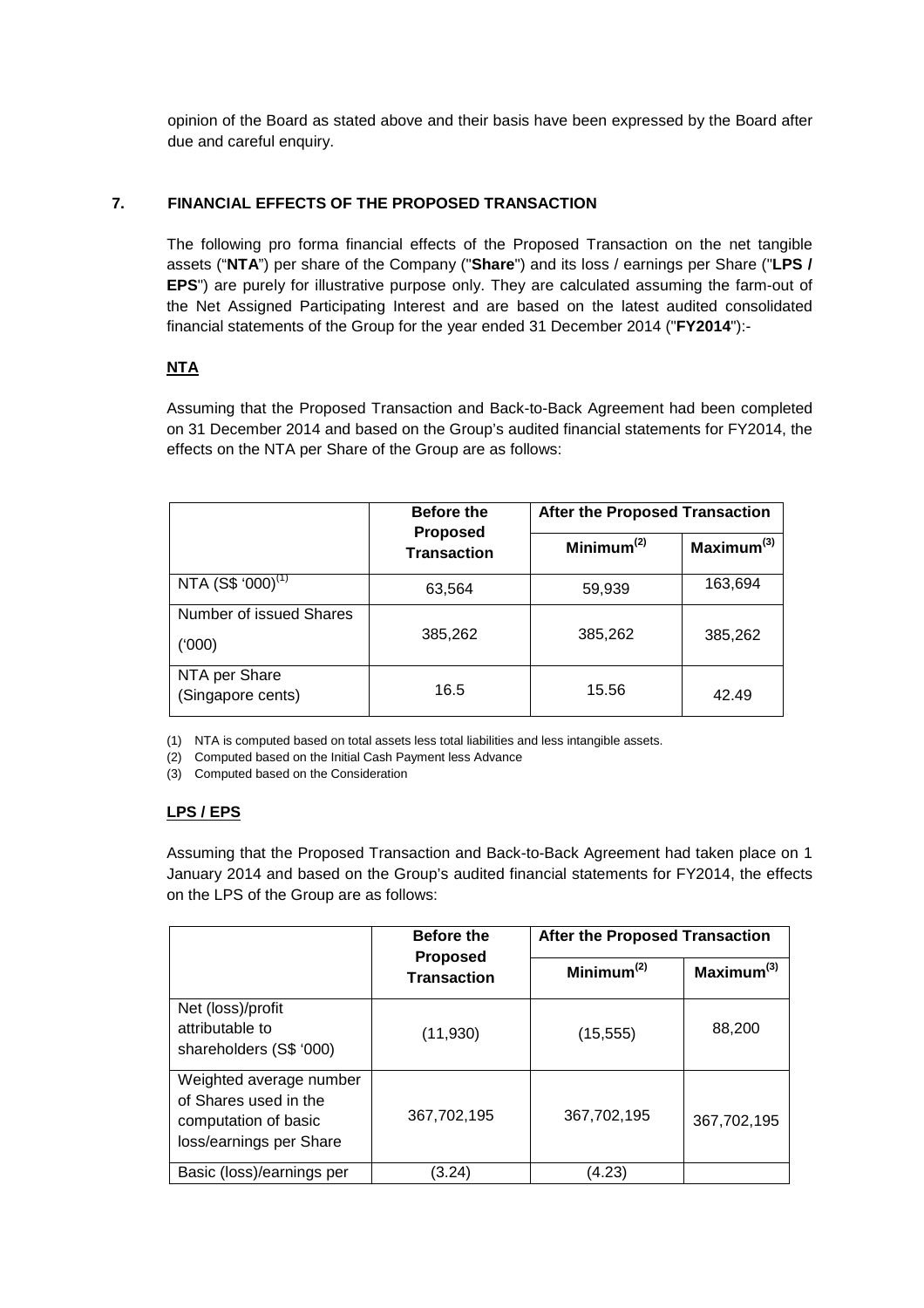opinion of the Board as stated above and their basis have been expressed by the Board after due and careful enquiry.

## 7. FINANCIAL EFFECTS OF THE PROPOSED TRANSACTION

The following pro forma financial effects of the Proposed Transaction on the net tangible assets ("**NTA**") per share of the Company ("**Share**") and its loss / earnings per Share ("**LPS / EPS**") are purely for illustrative purpose only. They are calculated assuming the farm-out of the Net Assigned Participating Interest and are based on the latest audited consolidated financial statements of the Group for the year ended 31 December 2014 ("**FY2014**"):-

### NTA

Assuming that the Proposed Transaction and Back-to-Back Agreement had been completed on 31 December 2014 and based on the Group's audited financial statements for FY2014, the effects on the NTA per Share of the Group are as follows:

| | Before the Proposed Transaction | After the Proposed Transaction | |
|---|---|---|---|
| | | Minimum[(2)] | Maximum[(3)] |
| NTA (S$ '000)[(1)] | 63,564 | 59,939 | 163,694 |
| Number of issued Shares ('000) | 385,262 | 385,262 | 385,262 |
| NTA per Share (Singapore cents) | 16.5 | 15.56 | 42.49 |

(1) NTA is computed based on total assets less total liabilities and less intangible assets.
(2) Computed based on the Initial Cash Payment less Advance
(3) Computed based on the Consideration

### LPS / EPS

Assuming that the Proposed Transaction and Back-to-Back Agreement had taken place on 1 January 2014 and based on the Group's audited financial statements for FY2014, the effects on the LPS of the Group are as follows:

| | Before the Proposed Transaction | After the Proposed Transaction | |
|---|---|---|---|
| | | Minimum[(2)] | Maximum[(3)] |
| Net (loss)/profit attributable to shareholders (S$ '000) | (11,930) | (15,555) | 88,200 |
| Weighted average number of Shares used in the computation of basic loss/earnings per Share | 367,702,195 | 367,702,195 | 367,702,195 |
| Basic (loss)/earnings per | (3.24) | (4.23) | |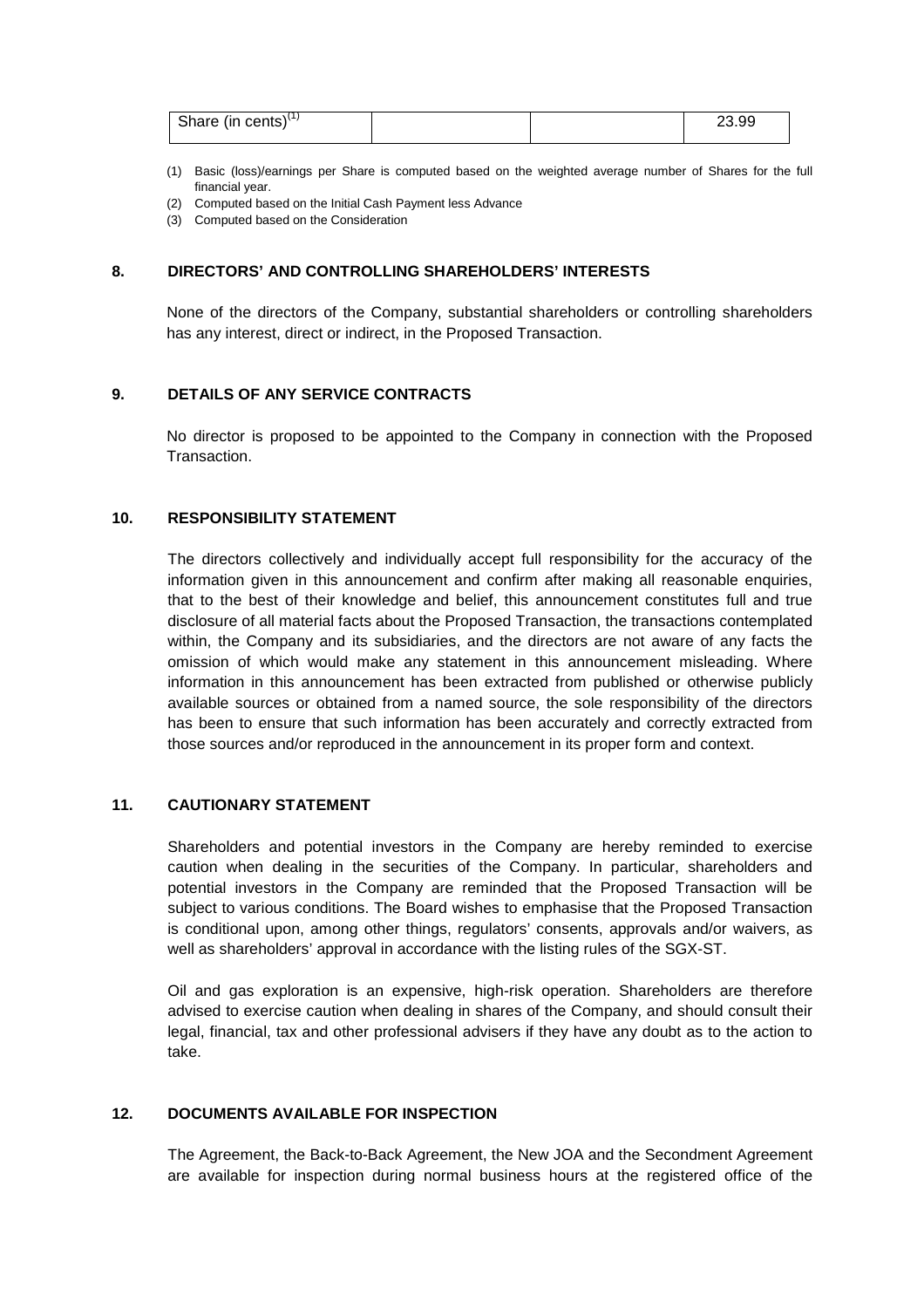| Share (in cents)[1] | | | 23.99 |
|---|---|---|---|

(1) Basic (loss)/earnings per Share is computed based on the weighted average number of Shares for the full financial year.
(2) Computed based on the Initial Cash Payment less Advance
(3) Computed based on the Consideration

## 8. DIRECTORS' AND CONTROLLING SHAREHOLDERS' INTERESTS

None of the directors of the Company, substantial shareholders or controlling shareholders has any interest, direct or indirect, in the Proposed Transaction.

## 9. DETAILS OF ANY SERVICE CONTRACTS

No director is proposed to be appointed to the Company in connection with the Proposed Transaction.

## 10. RESPONSIBILITY STATEMENT

The directors collectively and individually accept full responsibility for the accuracy of the information given in this announcement and confirm after making all reasonable enquiries, that to the best of their knowledge and belief, this announcement constitutes full and true disclosure of all material facts about the Proposed Transaction, the transactions contemplated within, the Company and its subsidiaries, and the directors are not aware of any facts the omission of which would make any statement in this announcement misleading. Where information in this announcement has been extracted from published or otherwise publicly available sources or obtained from a named source, the sole responsibility of the directors has been to ensure that such information has been accurately and correctly extracted from those sources and/or reproduced in the announcement in its proper form and context.

## 11. CAUTIONARY STATEMENT

Shareholders and potential investors in the Company are hereby reminded to exercise caution when dealing in the securities of the Company. In particular, shareholders and potential investors in the Company are reminded that the Proposed Transaction will be subject to various conditions. The Board wishes to emphasise that the Proposed Transaction is conditional upon, among other things, regulators' consents, approvals and/or waivers, as well as shareholders' approval in accordance with the listing rules of the SGX-ST.

Oil and gas exploration is an expensive, high-risk operation. Shareholders are therefore advised to exercise caution when dealing in shares of the Company, and should consult their legal, financial, tax and other professional advisers if they have any doubt as to the action to take.

## 12. DOCUMENTS AVAILABLE FOR INSPECTION

The Agreement, the Back-to-Back Agreement, the New JOA and the Secondment Agreement are available for inspection during normal business hours at the registered office of the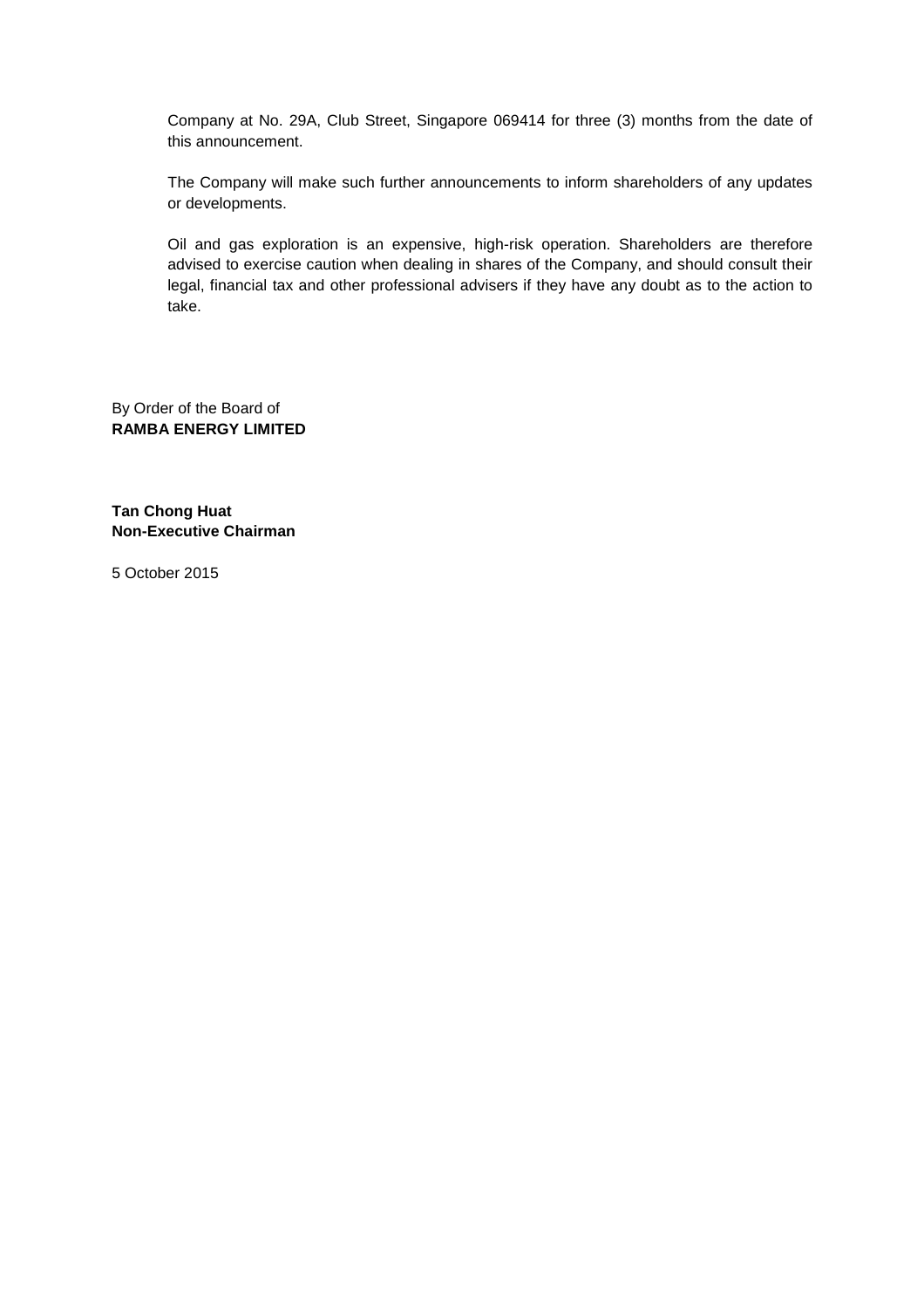Company at No. 29A, Club Street, Singapore 069414 for three (3) months from the date of this announcement.

The Company will make such further announcements to inform shareholders of any updates or developments.

Oil and gas exploration is an expensive, high-risk operation. Shareholders are therefore advised to exercise caution when dealing in shares of the Company, and should consult their legal, financial tax and other professional advisers if they have any doubt as to the action to take.

By Order of the Board of
**RAMBA ENERGY LIMITED**

**Tan Chong Huat**
**Non-Executive Chairman**

5 October 2015